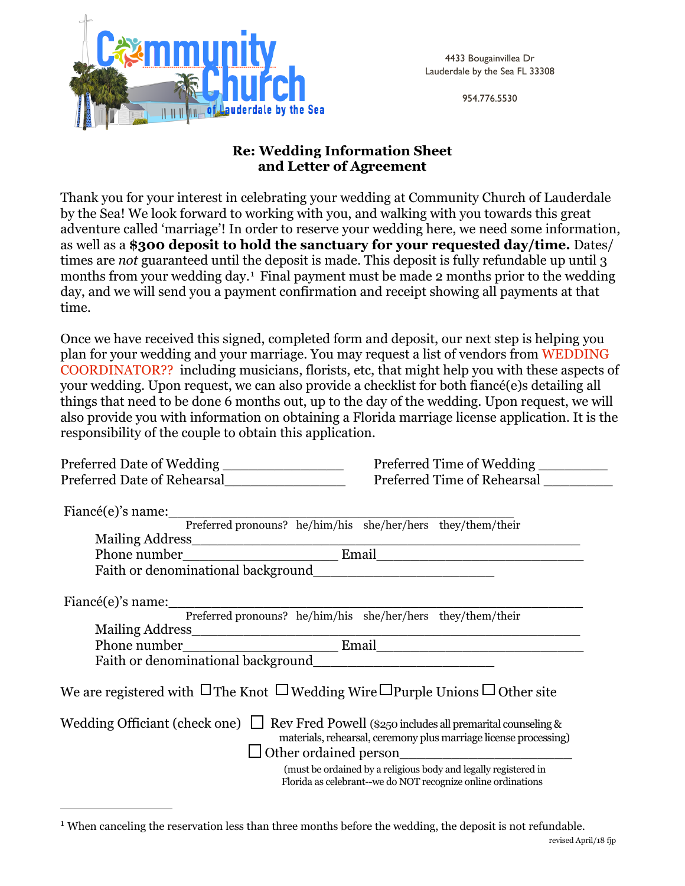Community Church of Lauderdale by the Sea

4433 Bougainvillea Dr
Lauderdale by the Sea FL 33308

954.776.5530

**Re: Wedding Information Sheet
and Letter of Agreement**

Thank you for your interest in celebrating your wedding at Community Church of Lauderdale by the Sea! We look forward to working with you, and walking with you towards this great adventure called 'marriage'! In order to reserve your wedding here, we need some information, as well as a **$300 deposit to hold the sanctuary for your requested day/time.** Dates/ times are *not* guaranteed until the deposit is made. This deposit is fully refundable up until 3 months from your wedding day.[1] Final payment must be made 2 months prior to the wedding day, and we will send you a payment confirmation and receipt showing all payments at that time.

Once we have received this signed, completed form and deposit, our next step is helping you plan for your wedding and your marriage. You may request a list of vendors from WEDDING COORDINATOR?? including musicians, florists, etc, that might help you with these aspects of your wedding. Upon request, we can also provide a checklist for both fiancé(e)s detailing all things that need to be done 6 months out, up to the day of the wedding. Upon request, we will also provide you with information on obtaining a Florida marriage license application. It is the responsibility of the couple to obtain this application.

Preferred Date of Wedding _______________ Preferred Time of Wedding _________
Preferred Date of Rehearsal_______________ Preferred Time of Rehearsal _________

Fiancé(e)'s name:__________________________________________
Preferred pronouns? he/him/his she/her/hers they/them/their
Mailing Address______________________________________________
Phone number___________________ Email__________________________
Faith or denominational background______________________

Fiancé(e)'s name:__________________________________________
Preferred pronouns? he/him/his she/her/hers they/them/their
Mailing Address______________________________________________
Phone number___________________ Email__________________________
Faith or denominational background______________________

We are registered with ☐ The Knot ☐ Wedding Wire ☐ Purple Unions ☐ Other site

Wedding Officiant (check one) ☐ Rev Fred Powell ($250 includes all premarital counseling & materials, rehearsal, ceremony plus marriage license processing)
☐ Other ordained person______________________
(must be ordained by a religious body and legally registered in Florida as celebrant--we do NOT recognize online ordinations

[1] When canceling the reservation less than three months before the wedding, the deposit is not refundable.

revised April/18 fjp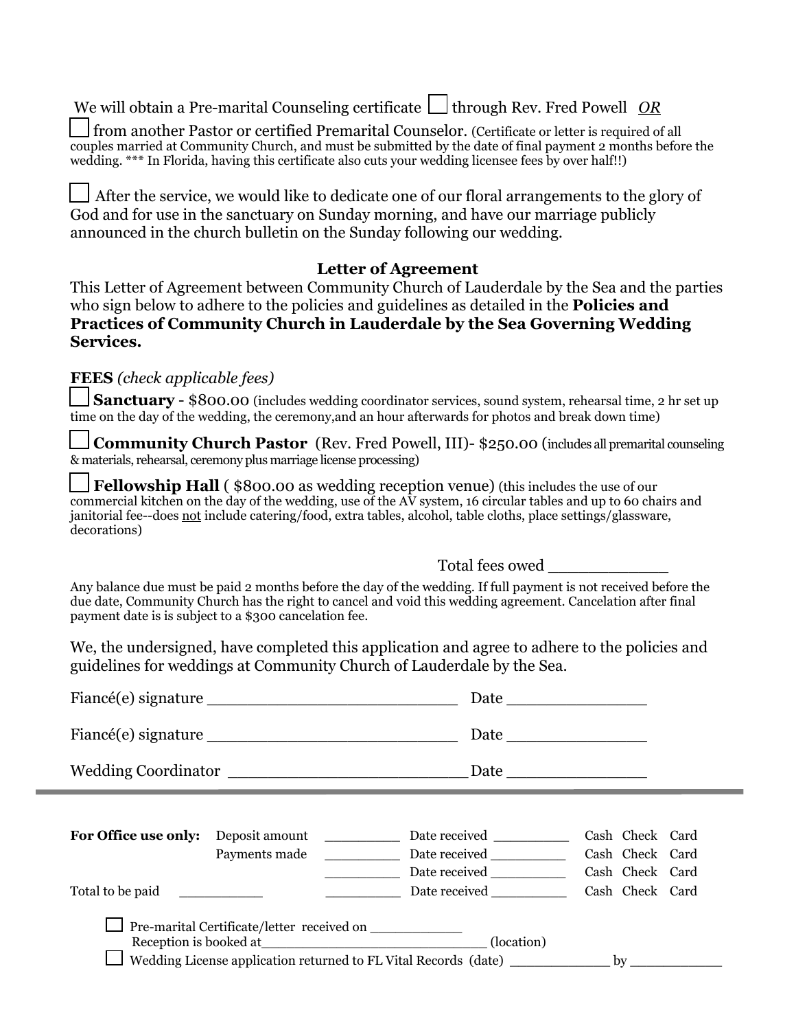We will obtain a Pre-marital Counseling certificate ☐ through Rev. Fred Powell *OR*

☐ from another Pastor or certified Premarital Counselor. (Certificate or letter is required of all couples married at Community Church, and must be submitted by the date of final payment 2 months before the wedding. *** In Florida, having this certificate also cuts your wedding licensee fees by over half!!)

☐ After the service, we would like to dedicate one of our floral arrangements to the glory of God and for use in the sanctuary on Sunday morning, and have our marriage publicly announced in the church bulletin on the Sunday following our wedding.

**Letter of Agreement**

This Letter of Agreement between Community Church of Lauderdale by the Sea and the parties who sign below to adhere to the policies and guidelines as detailed in the **Policies and Practices of Community Church in Lauderdale by the Sea Governing Wedding Services.**

**FEES** *(check applicable fees)*

☐ **Sanctuary** - $800.00 (includes wedding coordinator services, sound system, rehearsal time, 2 hr set up time on the day of the wedding, the ceremony,and an hour afterwards for photos and break down time)

☐ **Community Church Pastor** (Rev. Fred Powell, III)- $250.00 (includes all premarital counseling & materials, rehearsal, ceremony plus marriage license processing)

☐ **Fellowship Hall** ( $800.00 as wedding reception venue) (this includes the use of our commercial kitchen on the day of the wedding, use of the AV system, 16 circular tables and up to 60 chairs and janitorial fee--does not include catering/food, extra tables, alcohol, table cloths, place settings/glassware, decorations)

Total fees owed ____________

Any balance due must be paid 2 months before the day of the wedding. If full payment is not received before the due date, Community Church has the right to cancel and void this wedding agreement. Cancelation after final payment date is is subject to a $300 cancelation fee.

We, the undersigned, have completed this application and agree to adhere to the policies and guidelines for weddings at Community Church of Lauderdale by the Sea.

Fiancé(e) signature _________________________ Date ______________

Fiancé(e) signature _________________________ Date ______________

Wedding Coordinator _________________________ Date ______________

---

| | | | | |
|---|---|---|---|---|
| **For Office use only:** | Deposit amount | _________ | Date received _________ | Cash Check Card |
| | Payments made | _________ | Date received _________ | Cash Check Card |
| | | _________ | Date received _________ | Cash Check Card |
| Total to be paid | __________ | _________ | Date received _________ | Cash Check Card |

☐ Pre-marital Certificate/letter received on ___________

Reception is booked at_____________________________ (location)

☐ Wedding License application returned to FL Vital Records (date) ____________ by ___________